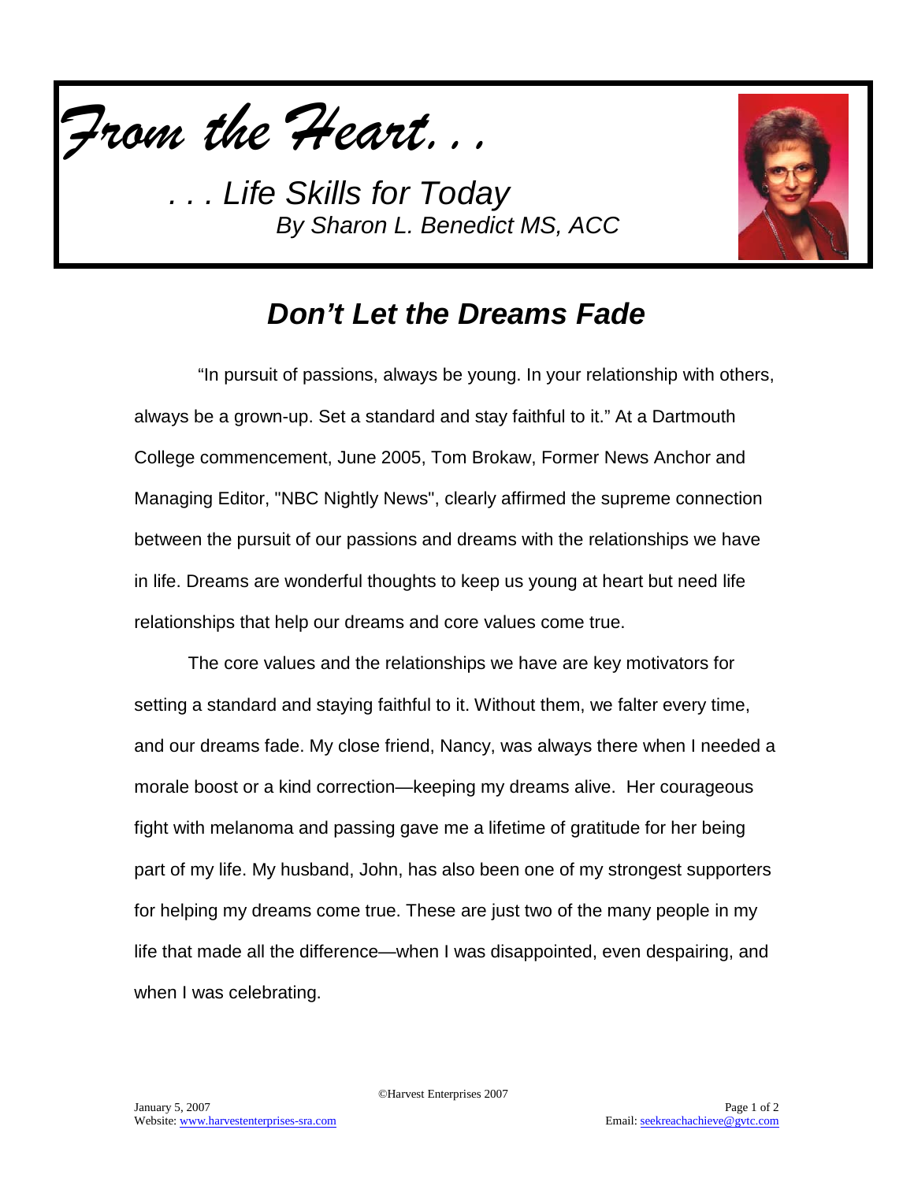*From the Heart. . .*

*. . . Life Skills for Today*
*By Sharon L. Benedict MS, ACC*

## *Don't Let the Dreams Fade*

"In pursuit of passions, always be young. In your relationship with others, always be a grown-up. Set a standard and stay faithful to it." At a Dartmouth College commencement, June 2005, Tom Brokaw, Former News Anchor and Managing Editor, "NBC Nightly News", clearly affirmed the supreme connection between the pursuit of our passions and dreams with the relationships we have in life. Dreams are wonderful thoughts to keep us young at heart but need life relationships that help our dreams and core values come true.

The core values and the relationships we have are key motivators for setting a standard and staying faithful to it. Without them, we falter every time, and our dreams fade. My close friend, Nancy, was always there when I needed a morale boost or a kind correction—keeping my dreams alive. Her courageous fight with melanoma and passing gave me a lifetime of gratitude for her being part of my life. My husband, John, has also been one of my strongest supporters for helping my dreams come true. These are just two of the many people in my life that made all the difference—when I was disappointed, even despairing, and when I was celebrating.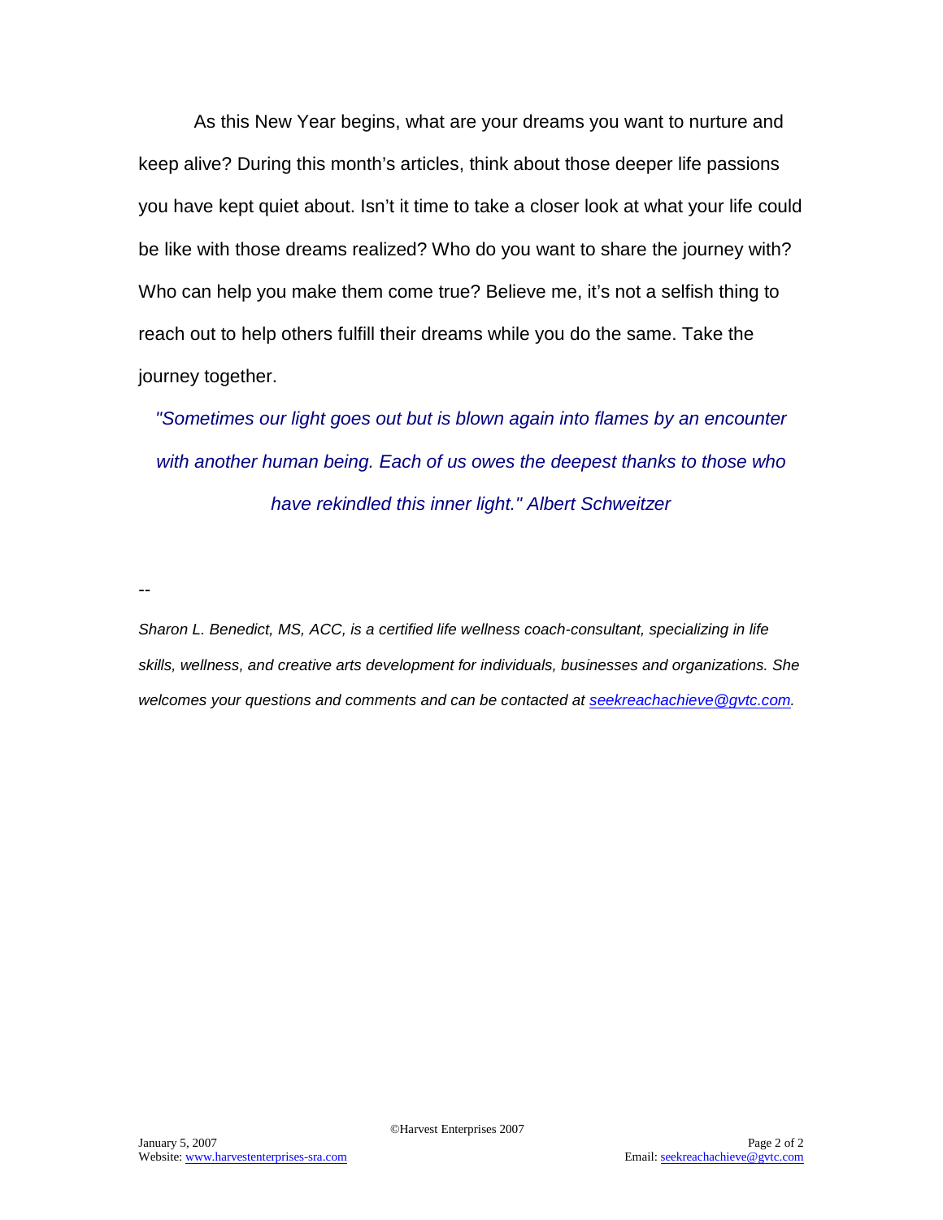As this New Year begins, what are your dreams you want to nurture and keep alive? During this month's articles, think about those deeper life passions you have kept quiet about. Isn't it time to take a closer look at what your life could be like with those dreams realized? Who do you want to share the journey with? Who can help you make them come true? Believe me, it's not a selfish thing to reach out to help others fulfill their dreams while you do the same. Take the journey together.

*"Sometimes our light goes out but is blown again into flames by an encounter with another human being. Each of us owes the deepest thanks to those who have rekindled this inner light." Albert Schweitzer*

--

*Sharon L. Benedict, MS, ACC, is a certified life wellness coach-consultant, specializing in life skills, wellness, and creative arts development for individuals, businesses and organizations. She welcomes your questions and comments and can be contacted at [seekreachachieve@gvtc.com](mailto:seekreachachieve@gvtc.com).*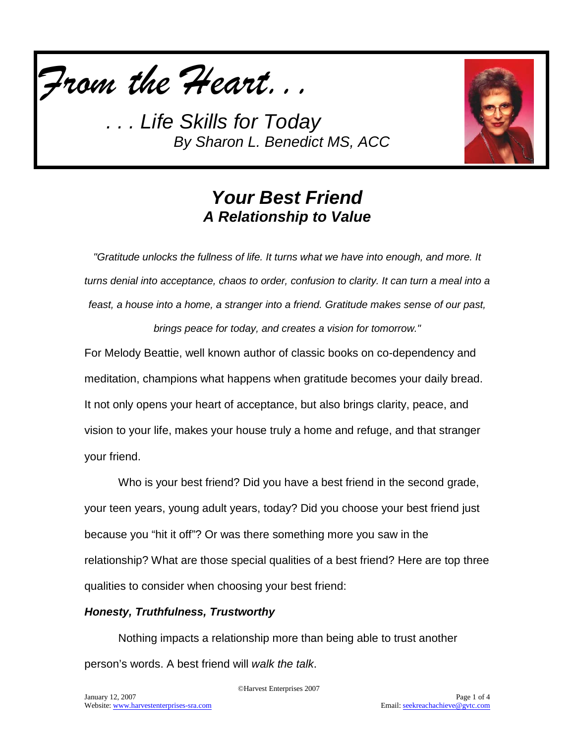*From the Heart. . .*

*. . . Life Skills for Today*
*By Sharon L. Benedict MS, ACC*

# *Your Best Friend*
## *A Relationship to Value*

*"Gratitude unlocks the fullness of life. It turns what we have into enough, and more. It turns denial into acceptance, chaos to order, confusion to clarity. It can turn a meal into a feast, a house into a home, a stranger into a friend. Gratitude makes sense of our past, brings peace for today, and creates a vision for tomorrow."*

For Melody Beattie, well known author of classic books on co-dependency and meditation, champions what happens when gratitude becomes your daily bread. It not only opens your heart of acceptance, but also brings clarity, peace, and vision to your life, makes your house truly a home and refuge, and that stranger your friend.

Who is your best friend? Did you have a best friend in the second grade, your teen years, young adult years, today? Did you choose your best friend just because you "hit it off"? Or was there something more you saw in the relationship? What are those special qualities of a best friend? Here are top three qualities to consider when choosing your best friend:

***Honesty, Truthfulness, Trustworthy***

Nothing impacts a relationship more than being able to trust another person's words. A best friend will *walk the talk*.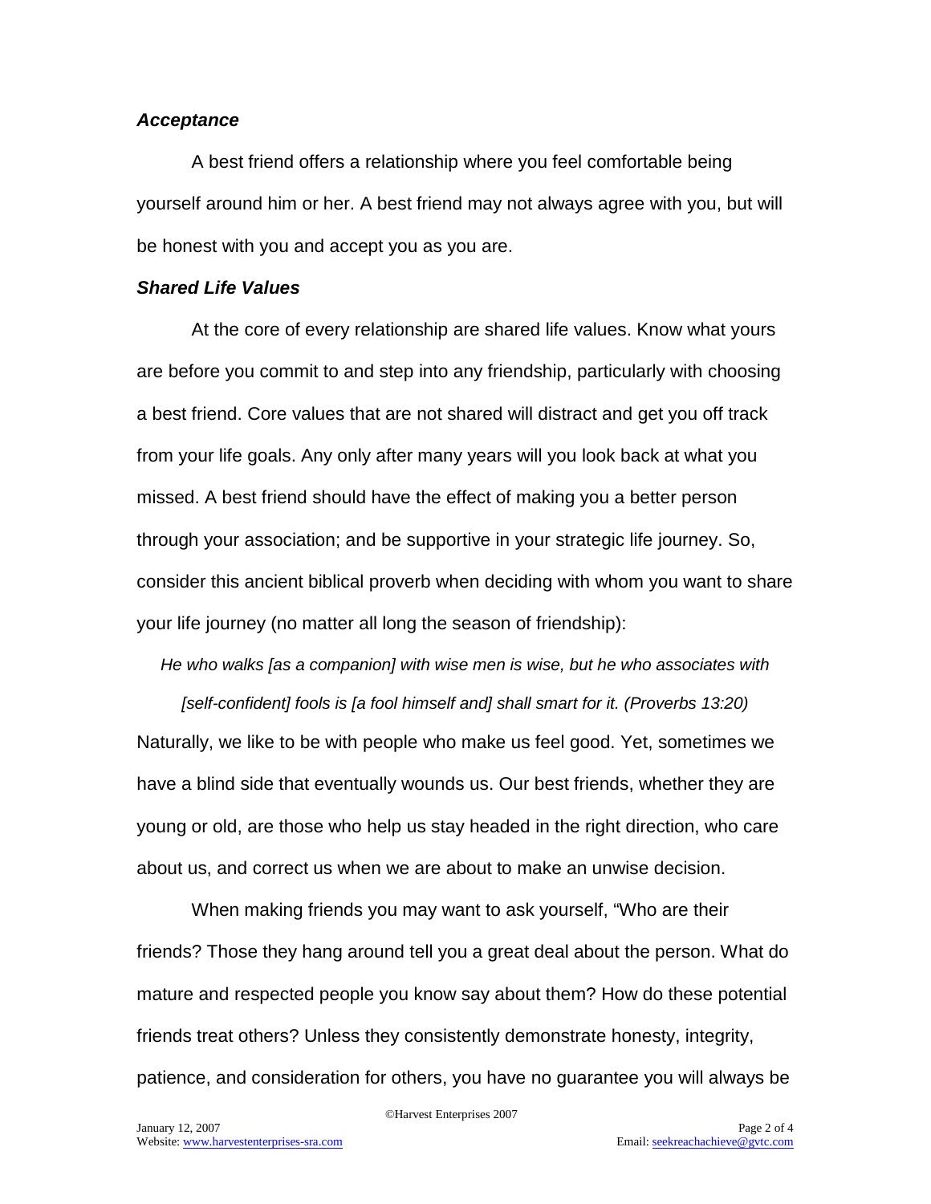### *Acceptance*

A best friend offers a relationship where you feel comfortable being yourself around him or her. A best friend may not always agree with you, but will be honest with you and accept you as you are.

### *Shared Life Values*

At the core of every relationship are shared life values. Know what yours are before you commit to and step into any friendship, particularly with choosing a best friend. Core values that are not shared will distract and get you off track from your life goals. Any only after many years will you look back at what you missed. A best friend should have the effect of making you a better person through your association; and be supportive in your strategic life journey. So, consider this ancient biblical proverb when deciding with whom you want to share your life journey (no matter all long the season of friendship):

*He who walks [as a companion] with wise men is wise, but he who associates with [self-confident] fools is [a fool himself and] shall smart for it. (Proverbs 13:20)*

Naturally, we like to be with people who make us feel good. Yet, sometimes we have a blind side that eventually wounds us. Our best friends, whether they are young or old, are those who help us stay headed in the right direction, who care about us, and correct us when we are about to make an unwise decision.

When making friends you may want to ask yourself, "Who are their friends? Those they hang around tell you a great deal about the person. What do mature and respected people you know say about them? How do these potential friends treat others? Unless they consistently demonstrate honesty, integrity, patience, and consideration for others, you have no guarantee you will always be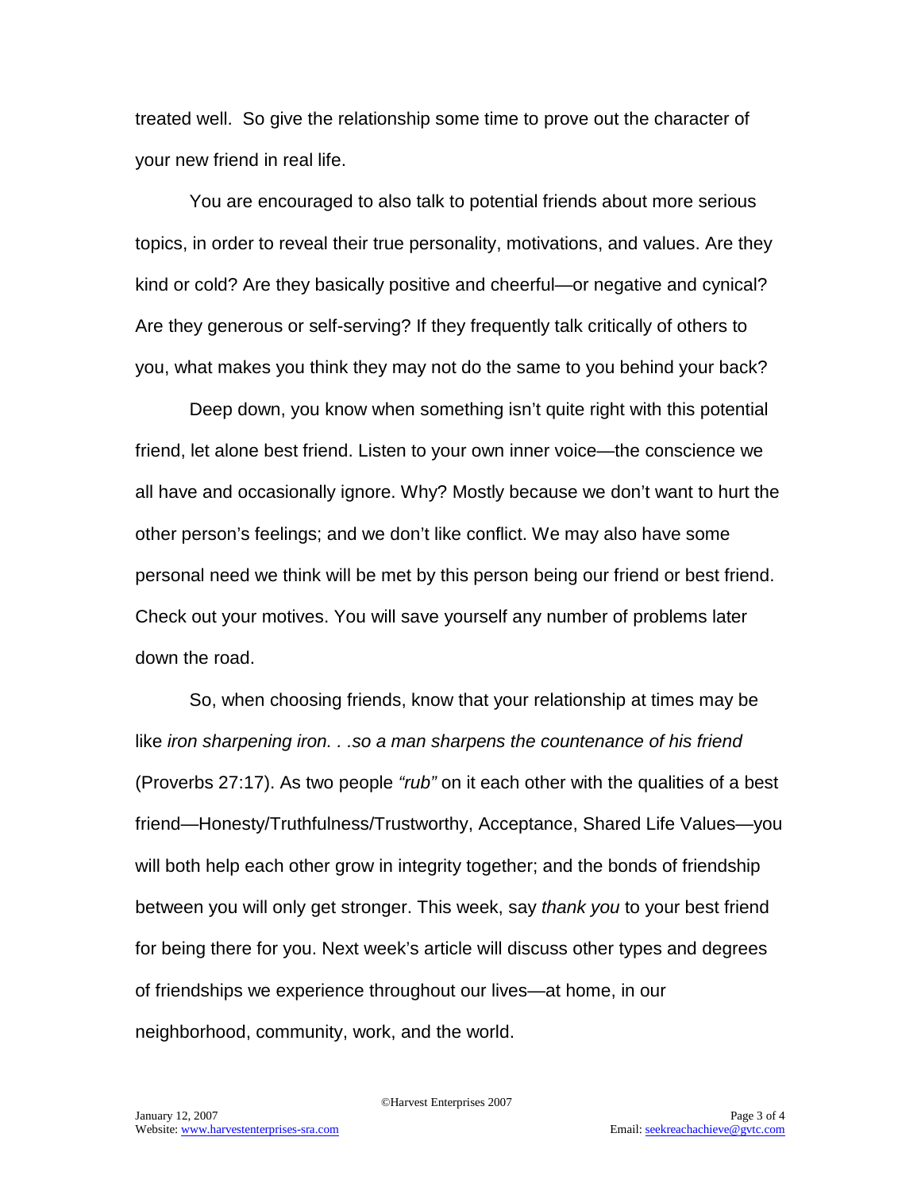treated well. So give the relationship some time to prove out the character of your new friend in real life.

You are encouraged to also talk to potential friends about more serious topics, in order to reveal their true personality, motivations, and values. Are they kind or cold? Are they basically positive and cheerful—or negative and cynical? Are they generous or self-serving? If they frequently talk critically of others to you, what makes you think they may not do the same to you behind your back?

Deep down, you know when something isn't quite right with this potential friend, let alone best friend. Listen to your own inner voice—the conscience we all have and occasionally ignore. Why? Mostly because we don't want to hurt the other person's feelings; and we don't like conflict. We may also have some personal need we think will be met by this person being our friend or best friend. Check out your motives. You will save yourself any number of problems later down the road.

So, when choosing friends, know that your relationship at times may be like *iron sharpening iron. . .so a man sharpens the countenance of his friend* (Proverbs 27:17). As two people *"rub"* on it each other with the qualities of a best friend—Honesty/Truthfulness/Trustworthy, Acceptance, Shared Life Values—you will both help each other grow in integrity together; and the bonds of friendship between you will only get stronger. This week, say *thank you* to your best friend for being there for you. Next week's article will discuss other types and degrees of friendships we experience throughout our lives—at home, in our neighborhood, community, work, and the world.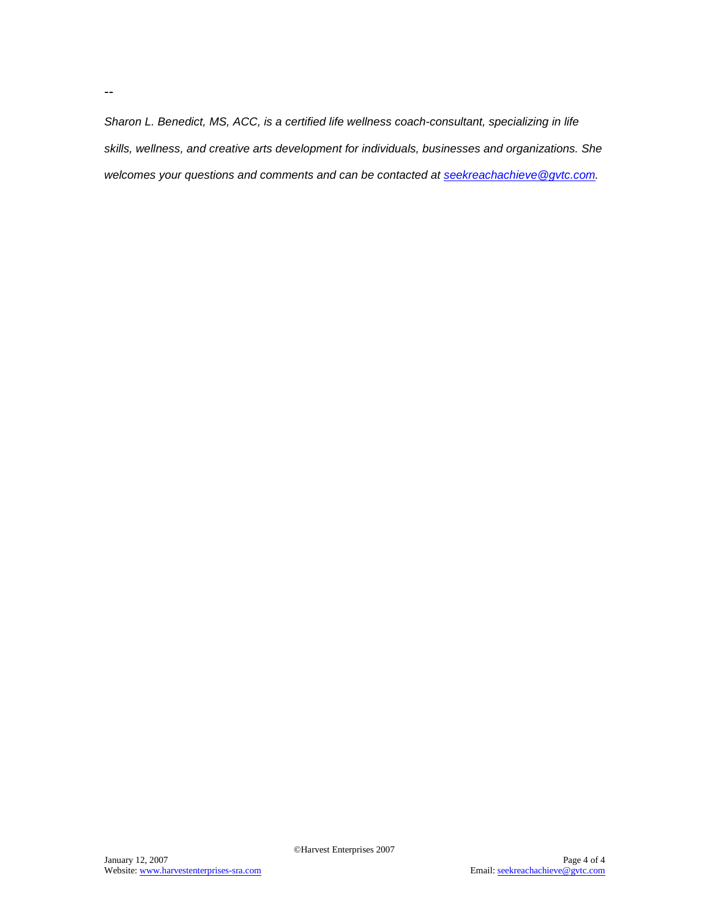--

*Sharon L. Benedict, MS, ACC, is a certified life wellness coach-consultant, specializing in life skills, wellness, and creative arts development for individuals, businesses and organizations. She welcomes your questions and comments and can be contacted at seekreachachieve@gvtc.com.*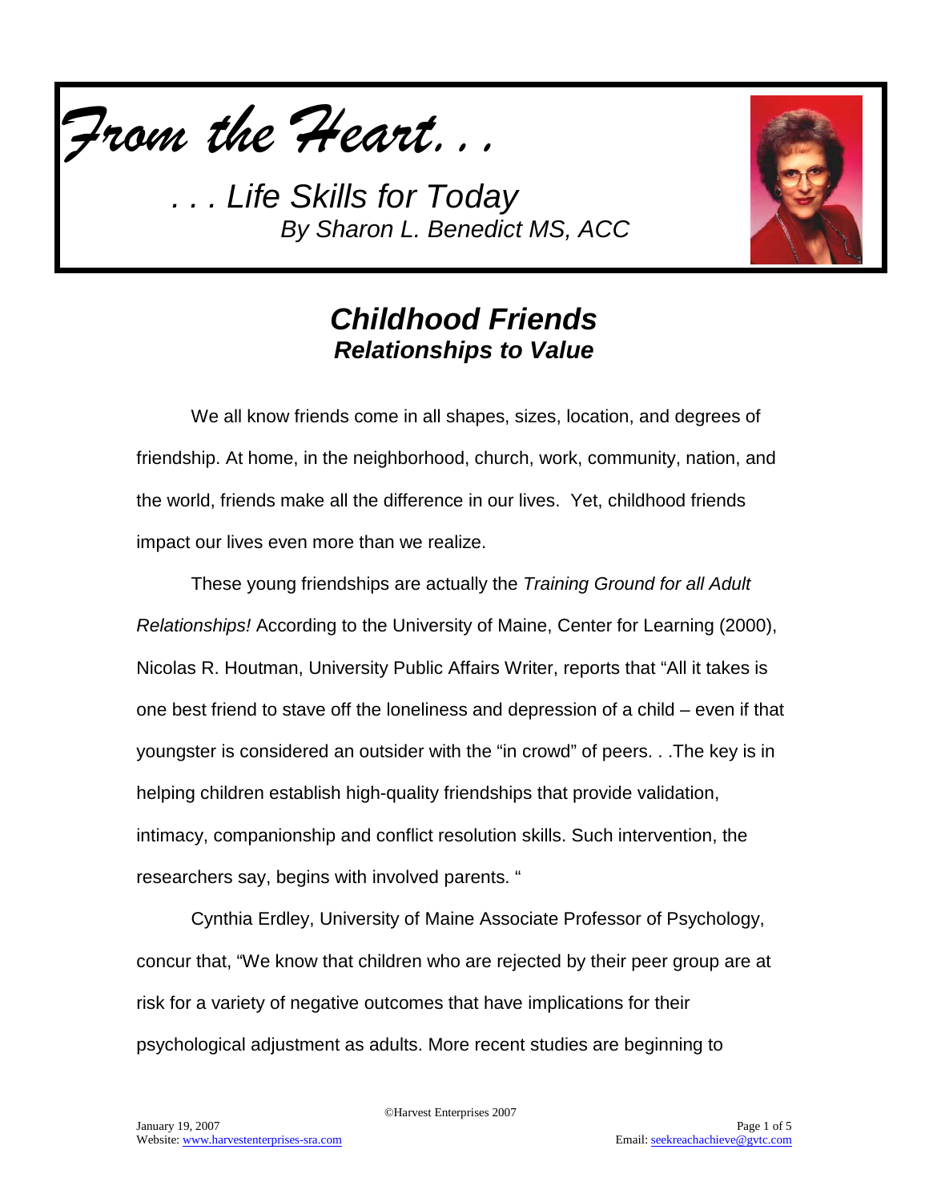*From the Heart. . .*

*. . . Life Skills for Today*
*By Sharon L. Benedict MS, ACC*

# *Childhood Friends*
## *Relationships to Value*

We all know friends come in all shapes, sizes, location, and degrees of friendship. At home, in the neighborhood, church, work, community, nation, and the world, friends make all the difference in our lives. Yet, childhood friends impact our lives even more than we realize.

These young friendships are actually the *Training Ground for all Adult Relationships!* According to the University of Maine, Center for Learning (2000), Nicolas R. Houtman, University Public Affairs Writer, reports that "All it takes is one best friend to stave off the loneliness and depression of a child – even if that youngster is considered an outsider with the "in crowd" of peers. . .The key is in helping children establish high-quality friendships that provide validation, intimacy, companionship and conflict resolution skills. Such intervention, the researchers say, begins with involved parents. "

Cynthia Erdley, University of Maine Associate Professor of Psychology, concur that, "We know that children who are rejected by their peer group are at risk for a variety of negative outcomes that have implications for their psychological adjustment as adults. More recent studies are beginning to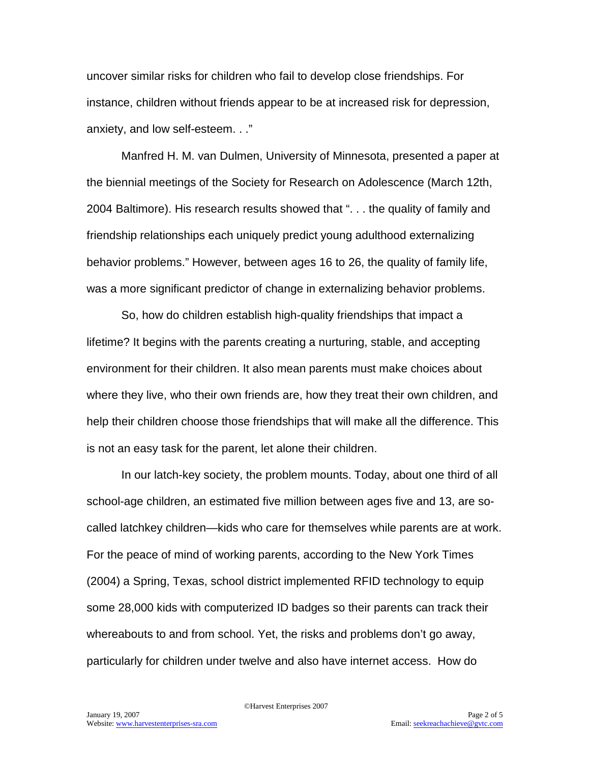uncover similar risks for children who fail to develop close friendships. For instance, children without friends appear to be at increased risk for depression, anxiety, and low self-esteem. . ."

Manfred H. M. van Dulmen, University of Minnesota, presented a paper at the biennial meetings of the Society for Research on Adolescence (March 12th, 2004 Baltimore). His research results showed that ". . . the quality of family and friendship relationships each uniquely predict young adulthood externalizing behavior problems." However, between ages 16 to 26, the quality of family life, was a more significant predictor of change in externalizing behavior problems.

So, how do children establish high-quality friendships that impact a lifetime? It begins with the parents creating a nurturing, stable, and accepting environment for their children. It also mean parents must make choices about where they live, who their own friends are, how they treat their own children, and help their children choose those friendships that will make all the difference. This is not an easy task for the parent, let alone their children.

In our latch-key society, the problem mounts. Today, about one third of all school-age children, an estimated five million between ages five and 13, are so-called latchkey children—kids who care for themselves while parents are at work. For the peace of mind of working parents, according to the New York Times (2004) a Spring, Texas, school district implemented RFID technology to equip some 28,000 kids with computerized ID badges so their parents can track their whereabouts to and from school. Yet, the risks and problems don't go away, particularly for children under twelve and also have internet access. How do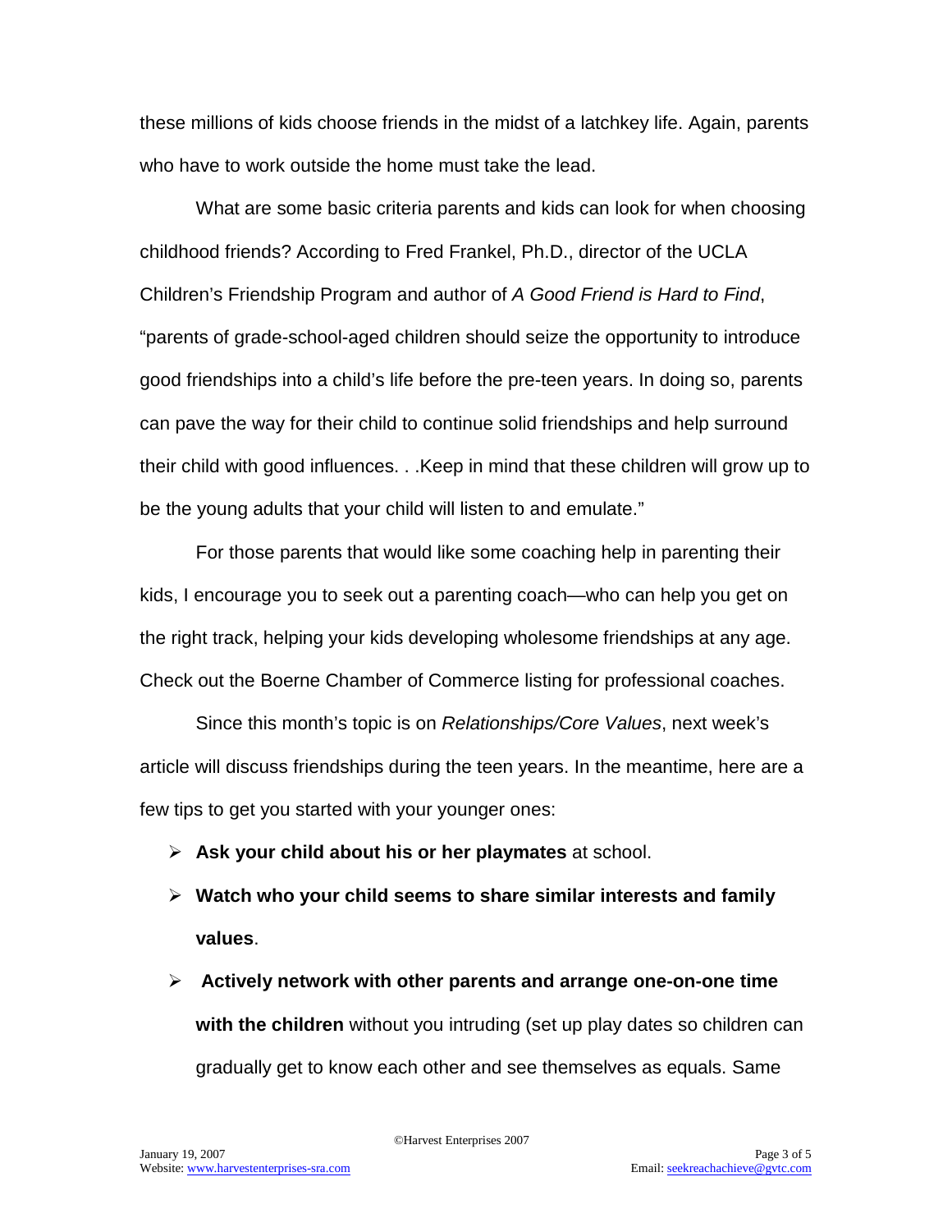these millions of kids choose friends in the midst of a latchkey life. Again, parents who have to work outside the home must take the lead.

What are some basic criteria parents and kids can look for when choosing childhood friends? According to Fred Frankel, Ph.D., director of the UCLA Children's Friendship Program and author of *A Good Friend is Hard to Find*, "parents of grade-school-aged children should seize the opportunity to introduce good friendships into a child's life before the pre-teen years. In doing so, parents can pave the way for their child to continue solid friendships and help surround their child with good influences. . .Keep in mind that these children will grow up to be the young adults that your child will listen to and emulate."

For those parents that would like some coaching help in parenting their kids, I encourage you to seek out a parenting coach—who can help you get on the right track, helping your kids developing wholesome friendships at any age. Check out the Boerne Chamber of Commerce listing for professional coaches.

Since this month's topic is on *Relationships/Core Values*, next week's article will discuss friendships during the teen years. In the meantime, here are a few tips to get you started with your younger ones:

- **Ask your child about his or her playmates** at school.
- **Watch who your child seems to share similar interests and family values**.
- **Actively network with other parents and arrange one-on-one time with the children** without you intruding (set up play dates so children can gradually get to know each other and see themselves as equals. Same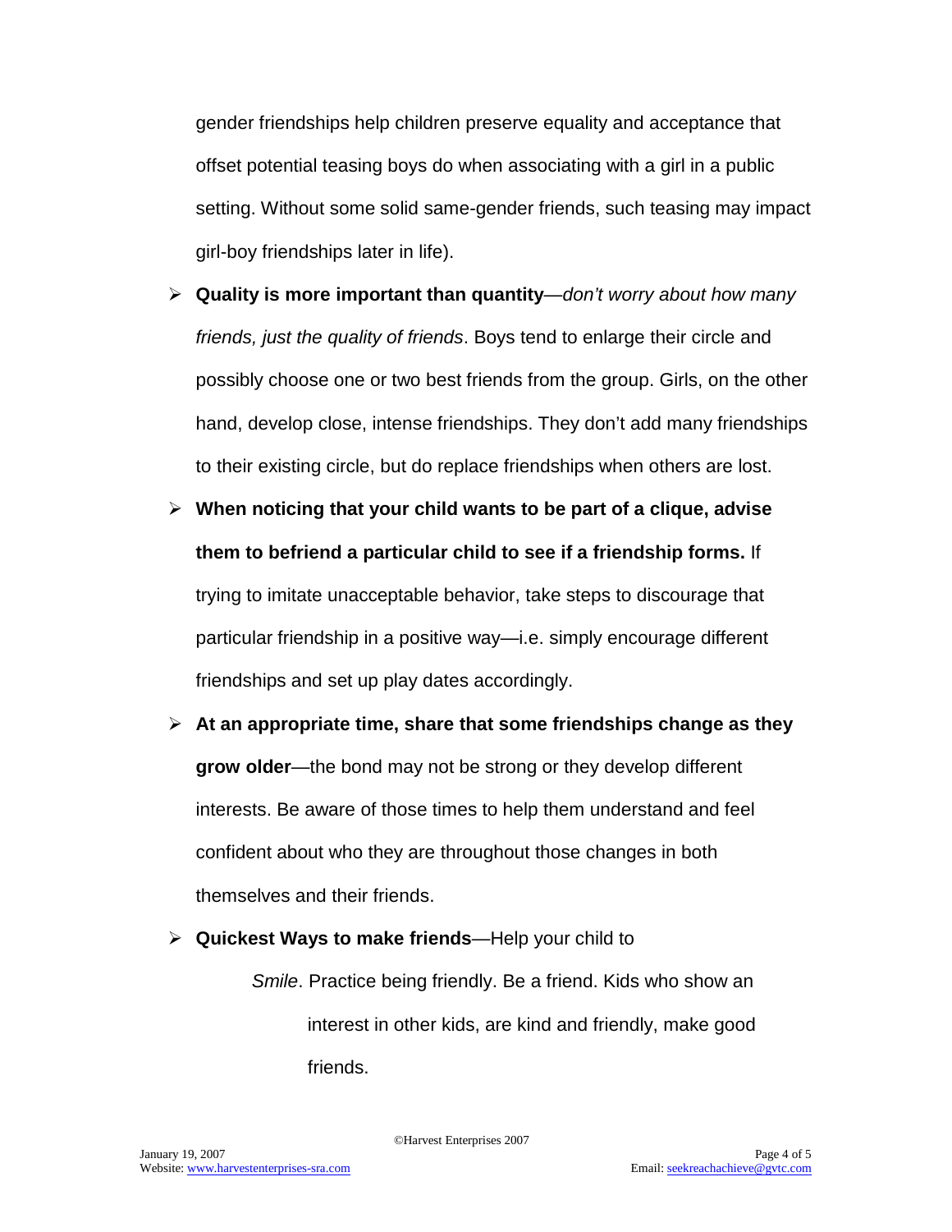gender friendships help children preserve equality and acceptance that offset potential teasing boys do when associating with a girl in a public setting. Without some solid same-gender friends, such teasing may impact girl-boy friendships later in life).

- **Quality is more important than quantity**—*don't worry about how many friends, just the quality of friends*. Boys tend to enlarge their circle and possibly choose one or two best friends from the group. Girls, on the other hand, develop close, intense friendships. They don't add many friendships to their existing circle, but do replace friendships when others are lost.
- **When noticing that your child wants to be part of a clique, advise them to befriend a particular child to see if a friendship forms.** If trying to imitate unacceptable behavior, take steps to discourage that particular friendship in a positive way—i.e. simply encourage different friendships and set up play dates accordingly.
- **At an appropriate time, share that some friendships change as they grow older**—the bond may not be strong or they develop different interests. Be aware of those times to help them understand and feel confident about who they are throughout those changes in both themselves and their friends.
- **Quickest Ways to make friends**—Help your child to

  *Smile*. Practice being friendly. Be a friend. Kids who show an interest in other kids, are kind and friendly, make good friends.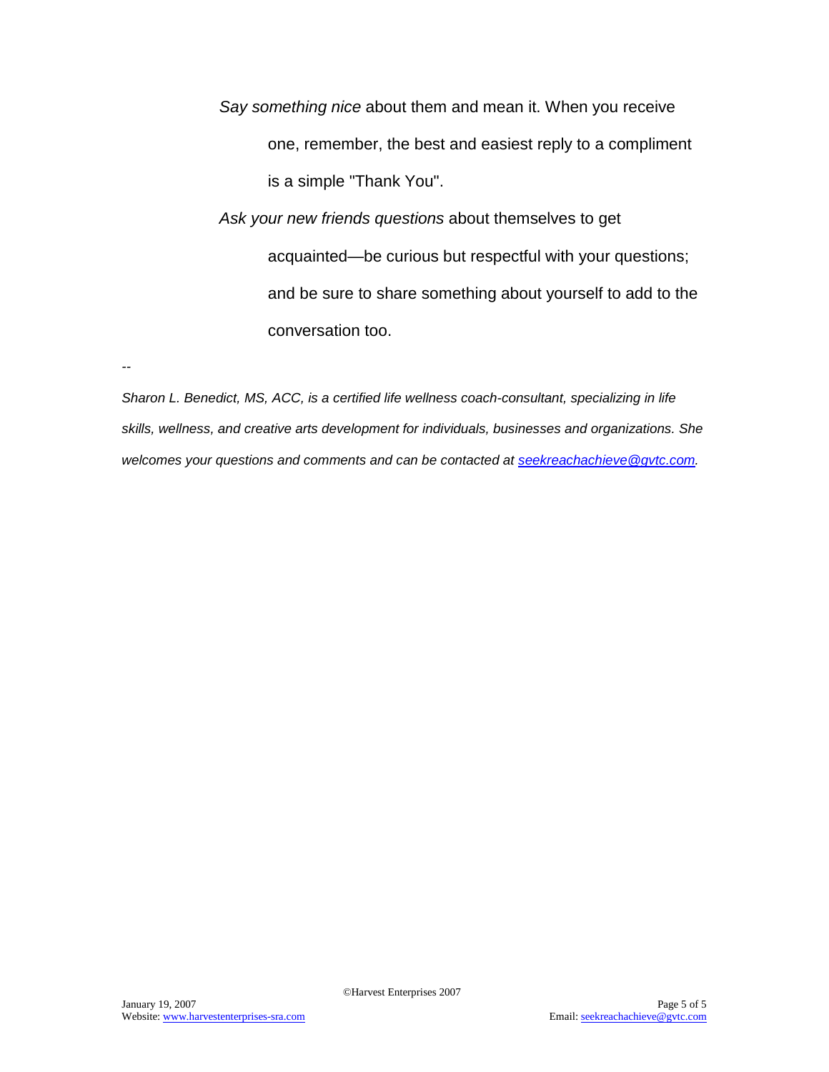*Say something nice* about them and mean it. When you receive one, remember, the best and easiest reply to a compliment is a simple "Thank You".

*Ask your new friends questions* about themselves to get acquainted—be curious but respectful with your questions; and be sure to share something about yourself to add to the conversation too.

--

*Sharon L. Benedict, MS, ACC, is a certified life wellness coach-consultant, specializing in life skills, wellness, and creative arts development for individuals, businesses and organizations. She welcomes your questions and comments and can be contacted at [seekreachachieve@gvtc.com](mailto:seekreachachieve@gvtc.com).*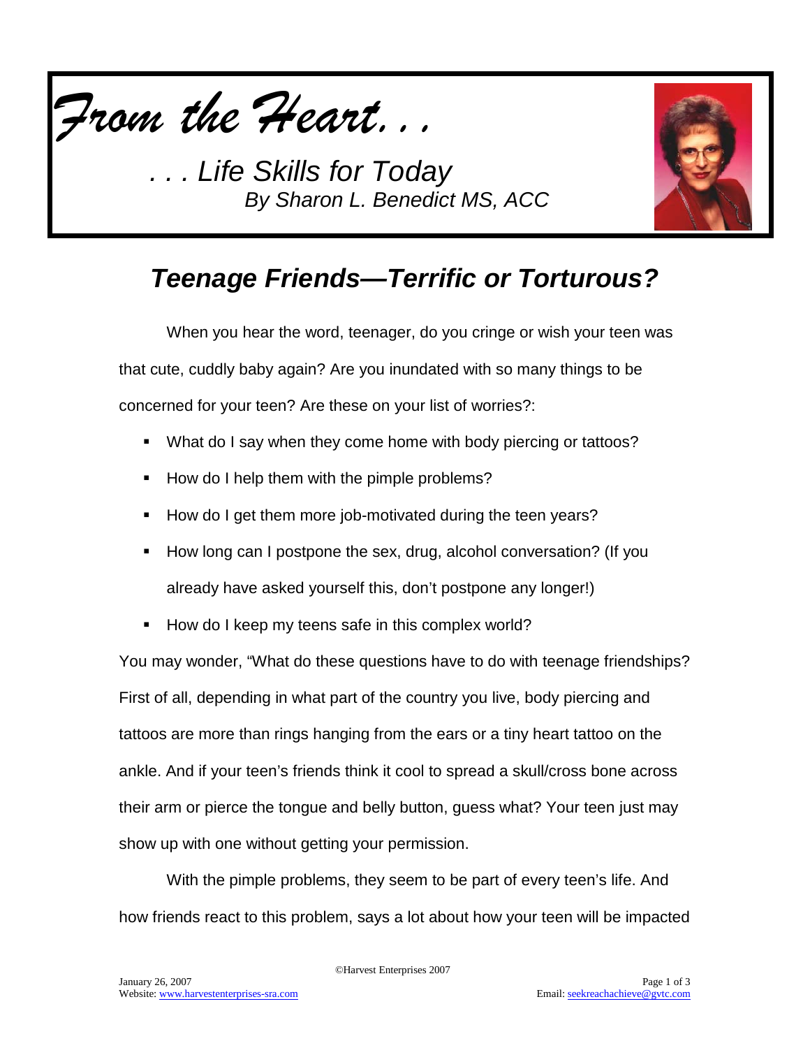*From the Heart. . .*

*. . . Life Skills for Today*
*By Sharon L. Benedict MS, ACC*

## *Teenage Friends—Terrific or Torturous?*

When you hear the word, teenager, do you cringe or wish your teen was that cute, cuddly baby again? Are you inundated with so many things to be concerned for your teen? Are these on your list of worries?:

- What do I say when they come home with body piercing or tattoos?
- How do I help them with the pimple problems?
- How do I get them more job-motivated during the teen years?
- How long can I postpone the sex, drug, alcohol conversation? (If you already have asked yourself this, don't postpone any longer!)
- How do I keep my teens safe in this complex world?

You may wonder, "What do these questions have to do with teenage friendships? First of all, depending in what part of the country you live, body piercing and tattoos are more than rings hanging from the ears or a tiny heart tattoo on the ankle. And if your teen's friends think it cool to spread a skull/cross bone across their arm or pierce the tongue and belly button, guess what? Your teen just may show up with one without getting your permission.

With the pimple problems, they seem to be part of every teen's life. And how friends react to this problem, says a lot about how your teen will be impacted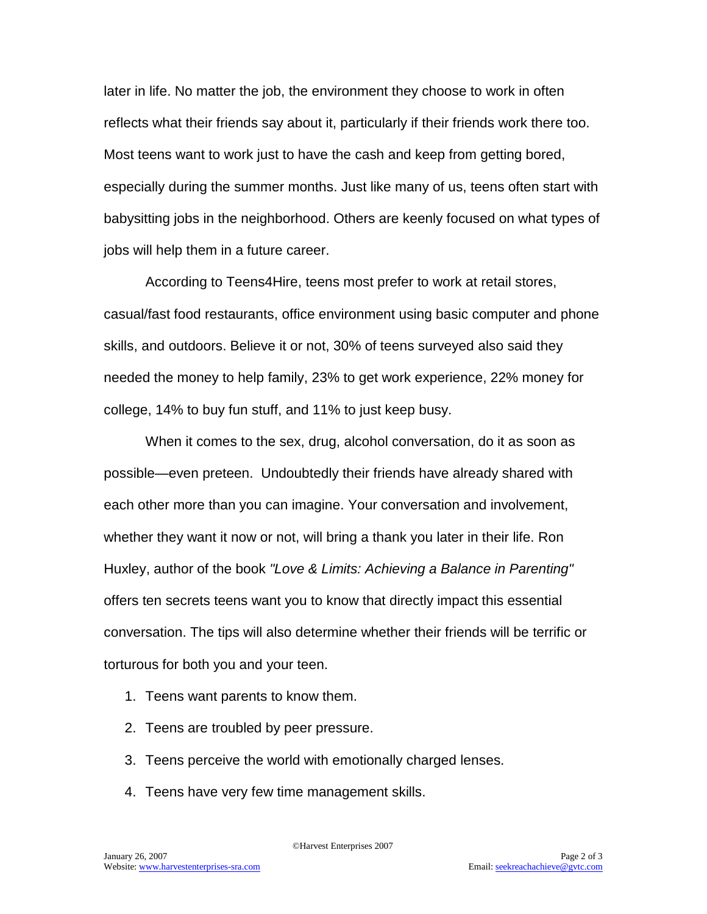later in life. No matter the job, the environment they choose to work in often reflects what their friends say about it, particularly if their friends work there too. Most teens want to work just to have the cash and keep from getting bored, especially during the summer months. Just like many of us, teens often start with babysitting jobs in the neighborhood. Others are keenly focused on what types of jobs will help them in a future career.

According to Teens4Hire, teens most prefer to work at retail stores, casual/fast food restaurants, office environment using basic computer and phone skills, and outdoors. Believe it or not, 30% of teens surveyed also said they needed the money to help family, 23% to get work experience, 22% money for college, 14% to buy fun stuff, and 11% to just keep busy.

When it comes to the sex, drug, alcohol conversation, do it as soon as possible—even preteen. Undoubtedly their friends have already shared with each other more than you can imagine. Your conversation and involvement, whether they want it now or not, will bring a thank you later in their life. Ron Huxley, author of the book *"Love & Limits: Achieving a Balance in Parenting"* offers ten secrets teens want you to know that directly impact this essential conversation. The tips will also determine whether their friends will be terrific or torturous for both you and your teen.

1. Teens want parents to know them.
2. Teens are troubled by peer pressure.
3. Teens perceive the world with emotionally charged lenses.
4. Teens have very few time management skills.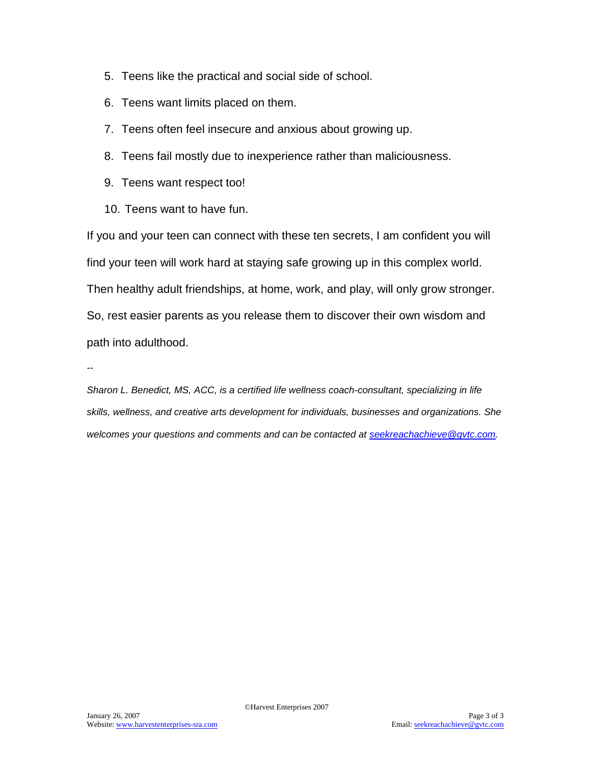5. Teens like the practical and social side of school.
6. Teens want limits placed on them.
7. Teens often feel insecure and anxious about growing up.
8. Teens fail mostly due to inexperience rather than maliciousness.
9. Teens want respect too!
10. Teens want to have fun.

If you and your teen can connect with these ten secrets, I am confident you will find your teen will work hard at staying safe growing up in this complex world. Then healthy adult friendships, at home, work, and play, will only grow stronger. So, rest easier parents as you release them to discover their own wisdom and path into adulthood.

--

*Sharon L. Benedict, MS, ACC, is a certified life wellness coach-consultant, specializing in life skills, wellness, and creative arts development for individuals, businesses and organizations. She welcomes your questions and comments and can be contacted at [seekreachachieve@gvtc.com](mailto:seekreachachieve@gvtc.com).*